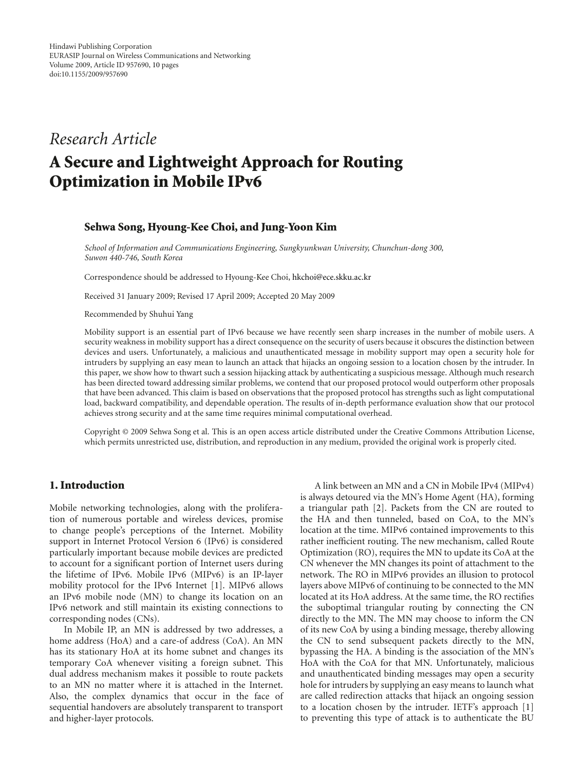*Research Article*

# A Secure and Lightweight Approach for Routing Optimization in Mobile IPv6

**Sehwa Song, Hyoung-Kee Choi, and Jung-Yoon Kim**

*School of Information and Communications Engineering, Sungkyunkwan University, Chunchun-dong 300, Suwon 440-746, South Korea*

Correspondence should be addressed to Hyoung-Kee Choi, hkchoi@ece.skku.ac.kr

Received 31 January 2009; Revised 17 April 2009; Accepted 20 May 2009

Recommended by Shuhui Yang

Mobility support is an essential part of IPv6 because we have recently seen sharp increases in the number of mobile users. A security weakness in mobility support has a direct consequence on the security of users because it obscures the distinction between devices and users. Unfortunately, a malicious and unauthenticated message in mobility support may open a security hole for intruders by supplying an easy mean to launch an attack that hijacks an ongoing session to a location chosen by the intruder. In this paper, we show how to thwart such a session hijacking attack by authenticating a suspicious message. Although much research has been directed toward addressing similar problems, we contend that our proposed protocol would outperform other proposals that have been advanced. This claim is based on observations that the proposed protocol has strengths such as light computational load, backward compatibility, and dependable operation. The results of in-depth performance evaluation show that our protocol achieves strong security and at the same time requires minimal computational overhead.

Copyright © 2009 Sehwa Song et al. This is an open access article distributed under the Creative Commons Attribution License, which permits unrestricted use, distribution, and reproduction in any medium, provided the original work is properly cited.

## 1. Introduction

Mobile networking technologies, along with the proliferation of numerous portable and wireless devices, promise to change people's perceptions of the Internet. Mobility support in Internet Protocol Version 6 (IPv6) is considered particularly important because mobile devices are predicted to account for a significant portion of Internet users during the lifetime of IPv6. Mobile IPv6 (MIPv6) is an IP-layer mobility protocol for the IPv6 Internet [1]. MIPv6 allows an IPv6 mobile node (MN) to change its location on an IPv6 network and still maintain its existing connections to corresponding nodes (CNs).

In Mobile IP, an MN is addressed by two addresses, a home address (HoA) and a care-of address (CoA). An MN has its stationary HoA at its home subnet and changes its temporary CoA whenever visiting a foreign subnet. This dual address mechanism makes it possible to route packets to an MN no matter where it is attached in the Internet. Also, the complex dynamics that occur in the face of sequential handovers are absolutely transparent to transport and higher-layer protocols.

A link between an MN and a CN in Mobile IPv4 (MIPv4) is always detoured via the MN's Home Agent (HA), forming a triangular path [2]. Packets from the CN are routed to the HA and then tunneled, based on CoA, to the MN's location at the time. MIPv6 contained improvements to this rather inefficient routing. The new mechanism, called Route Optimization (RO), requires the MN to update its CoA at the CN whenever the MN changes its point of attachment to the network. The RO in MIPv6 provides an illusion to protocol layers above MIPv6 of continuing to be connected to the MN located at its HoA address. At the same time, the RO rectifies the suboptimal triangular routing by connecting the CN directly to the MN. The MN may choose to inform the CN of its new CoA by using a binding message, thereby allowing the CN to send subsequent packets directly to the MN, bypassing the HA. A binding is the association of the MN's HoA with the CoA for that MN. Unfortunately, malicious and unauthenticated binding messages may open a security hole for intruders by supplying an easy means to launch what are called redirection attacks that hijack an ongoing session to a location chosen by the intruder. IETF's approach [1] to preventing this type of attack is to authenticate the BU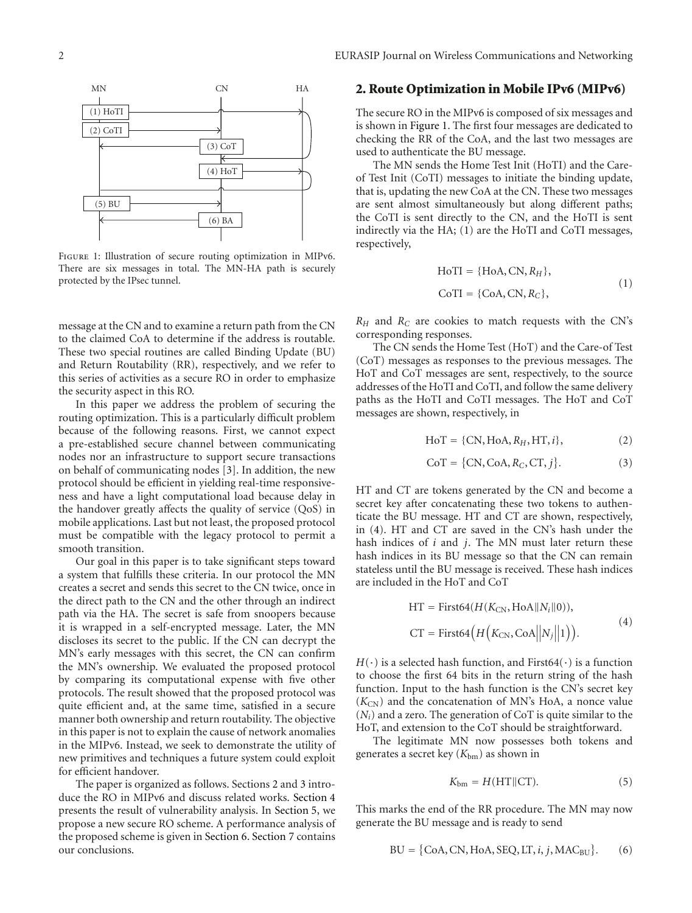MN CN HA

(1) HoTI

(2) CoTI

(3) CoT

(4) HoT

(5) BU

(6) BA

Figure 1: Illustration of secure routing optimization in MIPv6. There are six messages in total. The MN-HA path is securely protected by the IPsec tunnel.

message at the CN and to examine a return path from the CN to the claimed CoA to determine if the address is routable. These two special routines are called Binding Update (BU) and Return Routability (RR), respectively, and we refer to this series of activities as a secure RO in order to emphasize the security aspect in this RO.

In this paper we address the problem of securing the routing optimization. This is a particularly difficult problem because of the following reasons. First, we cannot expect a pre-established secure channel between communicating nodes nor an infrastructure to support secure transactions on behalf of communicating nodes [3]. In addition, the new protocol should be efficient in yielding real-time responsiveness and have a light computational load because delay in the handover greatly affects the quality of service (QoS) in mobile applications. Last but not least, the proposed protocol must be compatible with the legacy protocol to permit a smooth transition.

Our goal in this paper is to take significant steps toward a system that fulfills these criteria. In our protocol the MN creates a secret and sends this secret to the CN twice, once in the direct path to the CN and the other through an indirect path via the HA. The secret is safe from snoopers because it is wrapped in a self-encrypted message. Later, the MN discloses its secret to the public. If the CN can decrypt the MN's early messages with this secret, the CN can confirm the MN's ownership. We evaluated the proposed protocol by comparing its computational expense with five other protocols. The result showed that the proposed protocol was quite efficient and, at the same time, satisfied in a secure manner both ownership and return routability. The objective in this paper is not to explain the cause of network anomalies in the MIPv6. Instead, we seek to demonstrate the utility of new primitives and techniques a future system could exploit for efficient handover.

The paper is organized as follows. Sections 2 and 3 introduce the RO in MIPv6 and discuss related works. Section 4 presents the result of vulnerability analysis. In Section 5, we propose a new secure RO scheme. A performance analysis of the proposed scheme is given in Section 6. Section 7 contains our conclusions.

## 2. Route Optimization in Mobile IPv6 (MIPv6)

The secure RO in the MIPv6 is composed of six messages and is shown in Figure 1. The first four messages are dedicated to checking the RR of the CoA, and the last two messages are used to authenticate the BU message.

The MN sends the Home Test Init (HoTI) and the Care-of Test Init (CoTI) messages to initiate the binding update, that is, updating the new CoA at the CN. These two messages are sent almost simultaneously but along different paths; the CoTI is sent directly to the CN, and the HoTI is sent indirectly via the HA; (1) are the HoTI and CoTI messages, respectively,

$$\begin{aligned} \text{HoTI} &= \{\text{HoA}, \text{CN}, R_H\}, \\ \text{CoTI} &= \{\text{CoA}, \text{CN}, R_C\}, \end{aligned} \tag{1}$$

$R_H$ and $R_C$ are cookies to match requests with the CN's corresponding responses.

The CN sends the Home Test (HoT) and the Care-of Test (CoT) messages as responses to the previous messages. The HoT and CoT messages are sent, respectively, to the source addresses of the HoTI and CoTI, and follow the same delivery paths as the HoTI and CoTI messages. The HoT and CoT messages are shown, respectively, in

$$\text{HoT} = \{\text{CN}, \text{HoA}, R_H, \text{HT}, i\}, \tag{2}$$

$$\text{CoT} = \{\text{CN}, \text{CoA}, R_C, \text{CT}, j\}. \tag{3}$$

HT and CT are tokens generated by the CN and become a secret key after concatenating these two tokens to authenticate the BU message. HT and CT are shown, respectively, in (4). HT and CT are saved in the CN's hash under the hash indices of $i$ and $j$. The MN must later return these hash indices in its BU message so that the CN can remain stateless until the BU message is received. These hash indices are included in the HoT and CoT

$$\begin{aligned} \text{HT} &= \text{First64}(H(K_{\text{CN}}, \text{HoA} \| N_i \| 0)), \\ \text{CT} &= \text{First64}\Big(H\Big(K_{\text{CN}}, \text{CoA}\Big\|N_j\Big\|1\Big)\Big). \end{aligned} \tag{4}$$

$H(\cdot)$ is a selected hash function, and First64$(\cdot)$ is a function to choose the first 64 bits in the return string of the hash function. Input to the hash function is the CN's secret key ($K_{\text{CN}}$) and the concatenation of MN's HoA, a nonce value ($N_i$) and a zero. The generation of CoT is quite similar to the HoT, and extension to the CoT should be straightforward.

The legitimate MN now possesses both tokens and generates a secret key ($K_{\text{bm}}$) as shown in

$$K_{\text{bm}} = H(\text{HT} \| \text{CT}). \tag{5}$$

This marks the end of the RR procedure. The MN may now generate the BU message and is ready to send

$$\text{BU} = \{\text{CoA}, \text{CN}, \text{HoA}, \text{SEQ}, \text{LT}, i, j, \text{MAC}_{\text{BU}}\}. \tag{6}$$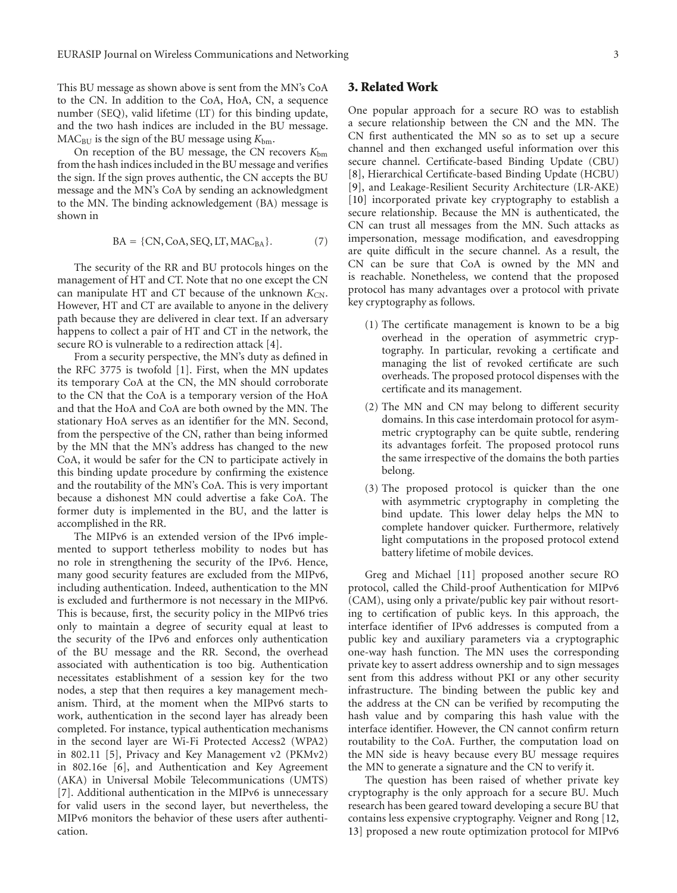This BU message as shown above is sent from the MN's CoA to the CN. In addition to the CoA, HoA, CN, a sequence number (SEQ), valid lifetime (LT) for this binding update, and the two hash indices are included in the BU message. $\text{MAC}_{\text{BU}}$ is the sign of the BU message using $K_{\text{bm}}$.

On reception of the BU message, the CN recovers $K_{\text{bm}}$ from the hash indices included in the BU message and verifies the sign. If the sign proves authentic, the CN accepts the BU message and the MN's CoA by sending an acknowledgment to the MN. The binding acknowledgement (BA) message is shown in

$$\text{BA} = \{\text{CN}, \text{CoA}, \text{SEQ}, \text{LT}, \text{MAC}_{\text{BA}}\}. \quad (7)$$

The security of the RR and BU protocols hinges on the management of HT and CT. Note that no one except the CN can manipulate HT and CT because of the unknown $K_{\text{CN}}$. However, HT and CT are available to anyone in the delivery path because they are delivered in clear text. If an adversary happens to collect a pair of HT and CT in the network, the secure RO is vulnerable to a redirection attack [4].

From a security perspective, the MN's duty as defined in the RFC 3775 is twofold [1]. First, when the MN updates its temporary CoA at the CN, the MN should corroborate to the CN that the CoA is a temporary version of the HoA and that the HoA and CoA are both owned by the MN. The stationary HoA serves as an identifier for the MN. Second, from the perspective of the CN, rather than being informed by the MN that the MN's address has changed to the new CoA, it would be safer for the CN to participate actively in this binding update procedure by confirming the existence and the routability of the MN's CoA. This is very important because a dishonest MN could advertise a fake CoA. The former duty is implemented in the BU, and the latter is accomplished in the RR.

The MIPv6 is an extended version of the IPv6 implemented to support tetherless mobility to nodes but has no role in strengthening the security of the IPv6. Hence, many good security features are excluded from the MIPv6, including authentication. Indeed, authentication to the MN is excluded and furthermore is not necessary in the MIPv6. This is because, first, the security policy in the MIPv6 tries only to maintain a degree of security equal at least to the security of the IPv6 and enforces only authentication of the BU message and the RR. Second, the overhead associated with authentication is too big. Authentication necessitates establishment of a session key for the two nodes, a step that then requires a key management mechanism. Third, at the moment when the MIPv6 starts to work, authentication in the second layer has already been completed. For instance, typical authentication mechanisms in the second layer are Wi-Fi Protected Access2 (WPA2) in 802.11 [5], Privacy and Key Management v2 (PKMv2) in 802.16e [6], and Authentication and Key Agreement (AKA) in Universal Mobile Telecommunications (UMTS) [7]. Additional authentication in the MIPv6 is unnecessary for valid users in the second layer, but nevertheless, the MIPv6 monitors the behavior of these users after authentication.

## 3. Related Work

One popular approach for a secure RO was to establish a secure relationship between the CN and the MN. The CN first authenticated the MN so as to set up a secure channel and then exchanged useful information over this secure channel. Certificate-based Binding Update (CBU) [8], Hierarchical Certificate-based Binding Update (HCBU) [9], and Leakage-Resilient Security Architecture (LR-AKE) [10] incorporated private key cryptography to establish a secure relationship. Because the MN is authenticated, the CN can trust all messages from the MN. Such attacks as impersonation, message modification, and eavesdropping are quite difficult in the secure channel. As a result, the CN can be sure that CoA is owned by the MN and is reachable. Nonetheless, we contend that the proposed protocol has many advantages over a protocol with private key cryptography as follows.

(1) The certificate management is known to be a big overhead in the operation of asymmetric cryptography. In particular, revoking a certificate and managing the list of revoked certificate are such overheads. The proposed protocol dispenses with the certificate and its management.

(2) The MN and CN may belong to different security domains. In this case interdomain protocol for asymmetric cryptography can be quite subtle, rendering its advantages forfeit. The proposed protocol runs the same irrespective of the domains the both parties belong.

(3) The proposed protocol is quicker than the one with asymmetric cryptography in completing the bind update. This lower delay helps the MN to complete handover quicker. Furthermore, relatively light computations in the proposed protocol extend battery lifetime of mobile devices.

Greg and Michael [11] proposed another secure RO protocol, called the Child-proof Authentication for MIPv6 (CAM), using only a private/public key pair without resorting to certification of public keys. In this approach, the interface identifier of IPv6 addresses is computed from a public key and auxiliary parameters via a cryptographic one-way hash function. The MN uses the corresponding private key to assert address ownership and to sign messages sent from this address without PKI or any other security infrastructure. The binding between the public key and the address at the CN can be verified by recomputing the hash value and by comparing this hash value with the interface identifier. However, the CN cannot confirm return routability to the CoA. Further, the computation load on the MN side is heavy because every BU message requires the MN to generate a signature and the CN to verify it.

The question has been raised of whether private key cryptography is the only approach for a secure BU. Much research has been geared toward developing a secure BU that contains less expensive cryptography. Veigner and Rong [12, 13] proposed a new route optimization protocol for MIPv6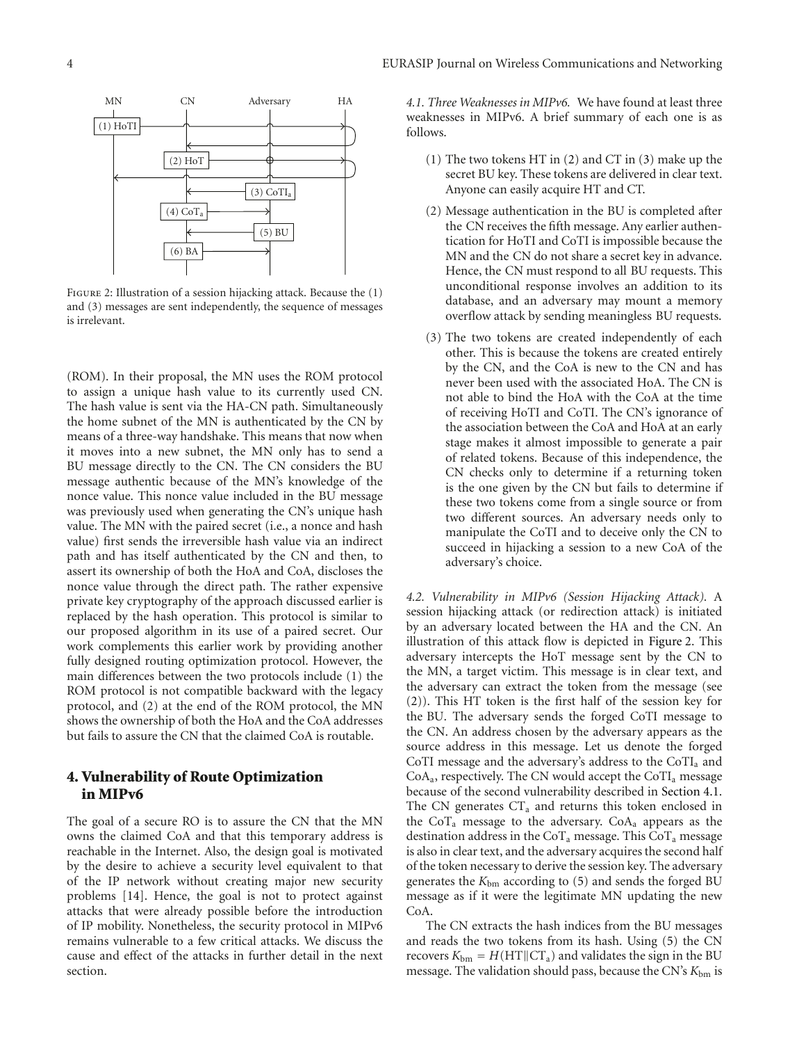Figure 2: Illustration of a session hijacking attack. Because the (1) and (3) messages are sent independently, the sequence of messages is irrelevant.

(ROM). In their proposal, the MN uses the ROM protocol to assign a unique hash value to its currently used CN. The hash value is sent via the HA-CN path. Simultaneously the home subnet of the MN is authenticated by the CN by means of a three-way handshake. This means that now when it moves into a new subnet, the MN only has to send a BU message directly to the CN. The CN considers the BU message authentic because of the MN's knowledge of the nonce value. This nonce value included in the BU message was previously used when generating the CN's unique hash value. The MN with the paired secret (i.e., a nonce and hash value) first sends the irreversible hash value via an indirect path and has itself authenticated by the CN and then, to assert its ownership of both the HoA and CoA, discloses the nonce value through the direct path. The rather expensive private key cryptography of the approach discussed earlier is replaced by the hash operation. This protocol is similar to our proposed algorithm in its use of a paired secret. Our work complements this earlier work by providing another fully designed routing optimization protocol. However, the main differences between the two protocols include (1) the ROM protocol is not compatible backward with the legacy protocol, and (2) at the end of the ROM protocol, the MN shows the ownership of both the HoA and the CoA addresses but fails to assure the CN that the claimed CoA is routable.

## 4. Vulnerability of Route Optimization in MIPv6

The goal of a secure RO is to assure the CN that the MN owns the claimed CoA and that this temporary address is reachable in the Internet. Also, the design goal is motivated by the desire to achieve a security level equivalent to that of the IP network without creating major new security problems [14]. Hence, the goal is not to protect against attacks that were already possible before the introduction of IP mobility. Nonetheless, the security protocol in MIPv6 remains vulnerable to a few critical attacks. We discuss the cause and effect of the attacks in further detail in the next section.

*4.1. Three Weaknesses in MIPv6.* We have found at least three weaknesses in MIPv6. A brief summary of each one is as follows.

(1) The two tokens HT in (2) and CT in (3) make up the secret BU key. These tokens are delivered in clear text. Anyone can easily acquire HT and CT.

(2) Message authentication in the BU is completed after the CN receives the fifth message. Any earlier authentication for HoTI and CoTI is impossible because the MN and the CN do not share a secret key in advance. Hence, the CN must respond to all BU requests. This unconditional response involves an addition to its database, and an adversary may mount a memory overflow attack by sending meaningless BU requests.

(3) The two tokens are created independently of each other. This is because the tokens are created entirely by the CN, and the CoA is new to the CN and has never been used with the associated HoA. The CN is not able to bind the HoA with the CoA at the time of receiving HoTI and CoTI. The CN's ignorance of the association between the CoA and HoA at an early stage makes it almost impossible to generate a pair of related tokens. Because of this independence, the CN checks only to determine if a returning token is the one given by the CN but fails to determine if these two tokens come from a single source or from two different sources. An adversary needs only to manipulate the CoTI and to deceive only the CN to succeed in hijacking a session to a new CoA of the adversary's choice.

*4.2. Vulnerability in MIPv6 (Session Hijacking Attack).* A session hijacking attack (or redirection attack) is initiated by an adversary located between the HA and the CN. An illustration of this attack flow is depicted in Figure 2. This adversary intercepts the HoT message sent by the CN to the MN, a target victim. This message is in clear text, and the adversary can extract the token from the message (see (2)). This HT token is the first half of the session key for the BU. The adversary sends the forged CoTI message to the CN. An address chosen by the adversary appears as the source address in this message. Let us denote the forged CoTI message and the adversary's address to the $\text{CoTI}_a$ and $\text{CoA}_a$, respectively. The CN would accept the $\text{CoTI}_a$ message because of the second vulnerability described in Section 4.1. The CN generates $\text{CT}_a$ and returns this token enclosed in the $\text{CoT}_a$ message to the adversary. $\text{CoA}_a$ appears as the destination address in the $\text{CoT}_a$ message. This $\text{CoT}_a$ message is also in clear text, and the adversary acquires the second half of the token necessary to derive the session key. The adversary generates the $K_{bm}$ according to (5) and sends the forged BU message as if it were the legitimate MN updating the new CoA.

The CN extracts the hash indices from the BU messages and reads the two tokens from its hash. Using (5) the CN recovers $K_{bm} = H(\text{HT} \| \text{CT}_a)$ and validates the sign in the BU message. The validation should pass, because the CN's $K_{bm}$ is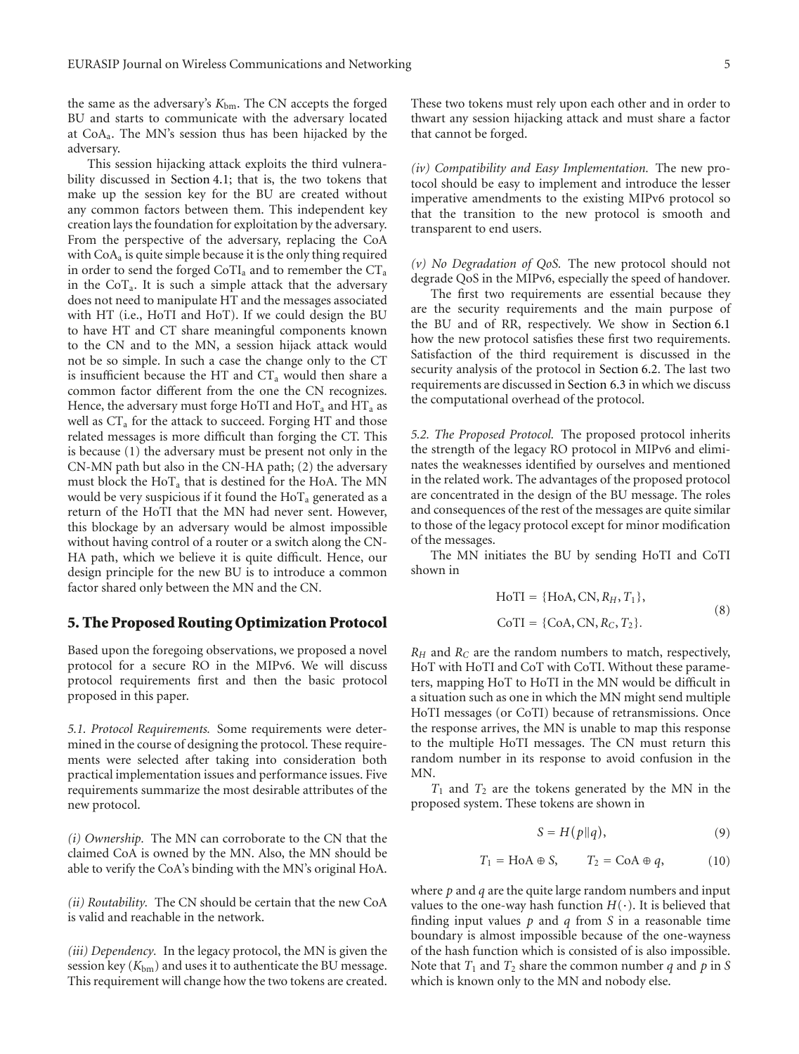the same as the adversary's $K_{bm}$. The CN accepts the forged BU and starts to communicate with the adversary located at $CoA_a$. The MN's session thus has been hijacked by the adversary.

This session hijacking attack exploits the third vulnerability discussed in Section 4.1; that is, the two tokens that make up the session key for the BU are created without any common factors between them. This independent key creation lays the foundation for exploitation by the adversary. From the perspective of the adversary, replacing the CoA with $CoA_a$ is quite simple because it is the only thing required in order to send the forged $CoTI_a$ and to remember the $CT_a$ in the $CoT_a$. It is such a simple attack that the adversary does not need to manipulate HT and the messages associated with HT (i.e., HoTI and HoT). If we could design the BU to have HT and CT share meaningful components known to the CN and to the MN, a session hijack attack would not be so simple. In such a case the change only to the CT is insufficient because the HT and $CT_a$ would then share a common factor different from the one the CN recognizes. Hence, the adversary must forge HoTI and $HoT_a$ and $HT_a$ as well as $CT_a$ for the attack to succeed. Forging HT and those related messages is more difficult than forging the CT. This is because (1) the adversary must be present not only in the CN-MN path but also in the CN-HA path; (2) the adversary must block the $HoT_a$ that is destined for the HoA. The MN would be very suspicious if it found the $HoT_a$ generated as a return of the HoTI that the MN had never sent. However, this blockage by an adversary would be almost impossible without having control of a router or a switch along the CN-HA path, which we believe it is quite difficult. Hence, our design principle for the new BU is to introduce a common factor shared only between the MN and the CN.

## 5. The Proposed Routing Optimization Protocol

Based upon the foregoing observations, we proposed a novel protocol for a secure RO in the MIPv6. We will discuss protocol requirements first and then the basic protocol proposed in this paper.

*5.1. Protocol Requirements.* Some requirements were determined in the course of designing the protocol. These requirements were selected after taking into consideration both practical implementation issues and performance issues. Five requirements summarize the most desirable attributes of the new protocol.

*(i) Ownership.* The MN can corroborate to the CN that the claimed CoA is owned by the MN. Also, the MN should be able to verify the CoA's binding with the MN's original HoA.

*(ii) Routability.* The CN should be certain that the new CoA is valid and reachable in the network.

*(iii) Dependency.* In the legacy protocol, the MN is given the session key ($K_{bm}$) and uses it to authenticate the BU message. This requirement will change how the two tokens are created. These two tokens must rely upon each other and in order to thwart any session hijacking attack and must share a factor that cannot be forged.

*(iv) Compatibility and Easy Implementation.* The new protocol should be easy to implement and introduce the lesser imperative amendments to the existing MIPv6 protocol so that the transition to the new protocol is smooth and transparent to end users.

*(v) No Degradation of QoS.* The new protocol should not degrade QoS in the MIPv6, especially the speed of handover.

The first two requirements are essential because they are the security requirements and the main purpose of the BU and of RR, respectively. We show in Section 6.1 how the new protocol satisfies these first two requirements. Satisfaction of the third requirement is discussed in the security analysis of the protocol in Section 6.2. The last two requirements are discussed in Section 6.3 in which we discuss the computational overhead of the protocol.

*5.2. The Proposed Protocol.* The proposed protocol inherits the strength of the legacy RO protocol in MIPv6 and eliminates the weaknesses identified by ourselves and mentioned in the related work. The advantages of the proposed protocol are concentrated in the design of the BU message. The roles and consequences of the rest of the messages are quite similar to those of the legacy protocol except for minor modification of the messages.

The MN initiates the BU by sending HoTI and CoTI shown in

$$\begin{aligned} \text{HoTI} &= \{\text{HoA}, \text{CN}, R_H, T_1\}, \\ \text{CoTI} &= \{\text{CoA}, \text{CN}, R_C, T_2\}. \end{aligned} \tag{8}$$

$R_H$ and $R_C$ are the random numbers to match, respectively, HoT with HoTI and CoT with CoTI. Without these parameters, mapping HoT to HoTI in the MN would be difficult in a situation such as one in which the MN might send multiple HoTI messages (or CoTI) because of retransmissions. Once the response arrives, the MN is unable to map this response to the multiple HoTI messages. The CN must return this random number in its response to avoid confusion in the MN.

$T_1$ and $T_2$ are the tokens generated by the MN in the proposed system. These tokens are shown in

$$S = H(p\|q), \tag{9}$$

$$T_1 = \text{HoA} \oplus S, \qquad T_2 = \text{CoA} \oplus q, \tag{10}$$

where $p$ and $q$ are the quite large random numbers and input values to the one-way hash function $H(\cdot)$. It is believed that finding input values $p$ and $q$ from $S$ in a reasonable time boundary is almost impossible because of the one-wayness of the hash function which is consisted of is also impossible. Note that $T_1$ and $T_2$ share the common number $q$ and $p$ in $S$ which is known only to the MN and nobody else.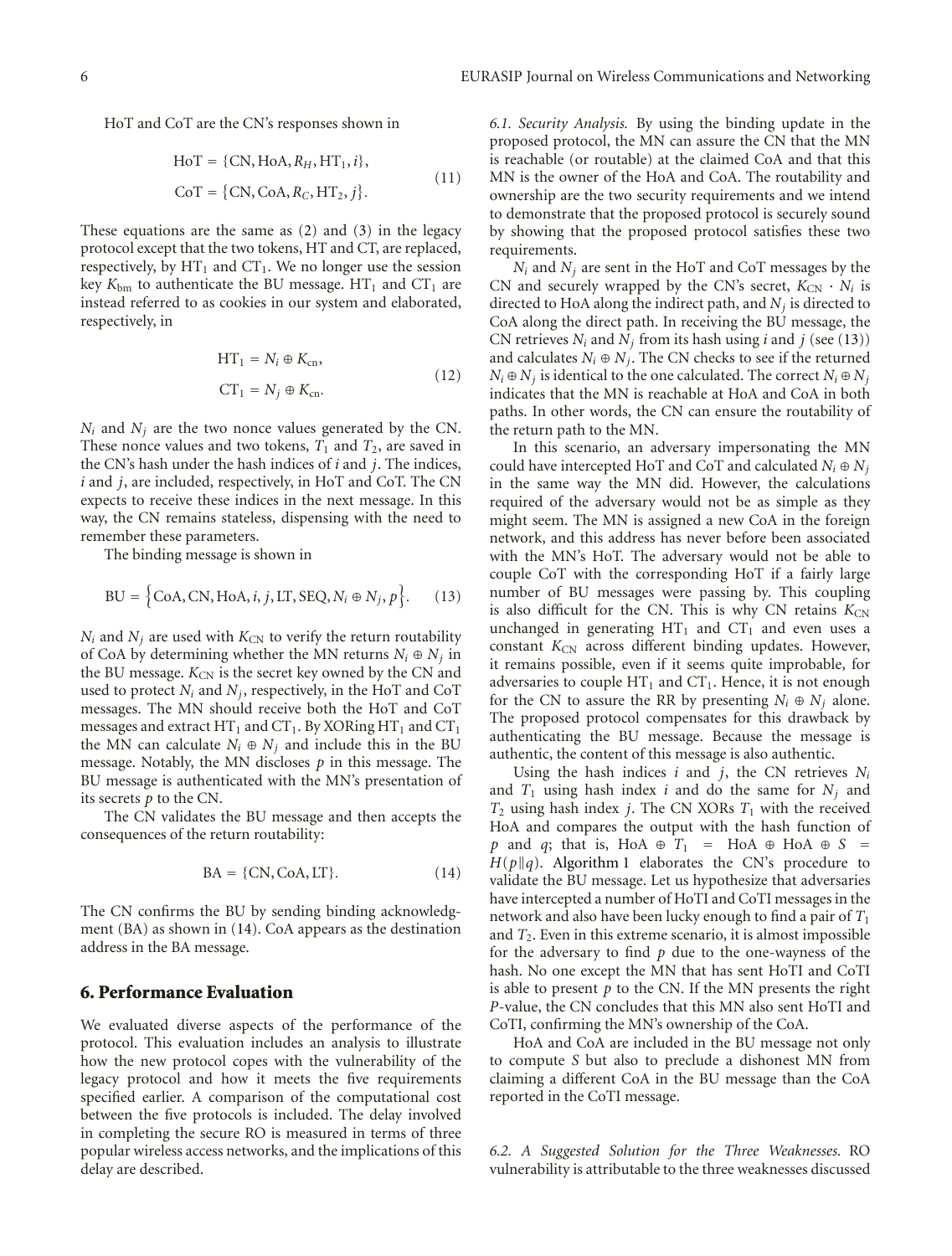HoT and CoT are the CN's responses shown in

$$\text{HoT} = \{\text{CN}, \text{HoA}, R_H, \text{HT}_1, i\},$$
$$\text{CoT} = \{\text{CN}, \text{CoA}, R_C, \text{HT}_2, j\}. \tag{11}$$

These equations are the same as (2) and (3) in the legacy protocol except that the two tokens, HT and CT, are replaced, respectively, by $\text{HT}_1$ and $\text{CT}_1$. We no longer use the session key $K_{\text{bm}}$ to authenticate the BU message. $\text{HT}_1$ and $\text{CT}_1$ are instead referred to as cookies in our system and elaborated, respectively, in

$$\text{HT}_1 = N_i \oplus K_{\text{cn}},$$
$$\text{CT}_1 = N_j \oplus K_{\text{cn}}. \tag{12}$$

$N_i$ and $N_j$ are the two nonce values generated by the CN. These nonce values and two tokens, $T_1$ and $T_2$, are saved in the CN's hash under the hash indices of $i$ and $j$. The indices, $i$ and $j$, are included, respectively, in HoT and CoT. The CN expects to receive these indices in the next message. In this way, the CN remains stateless, dispensing with the need to remember these parameters.

The binding message is shown in

$$\text{BU} = \left\{\text{CoA}, \text{CN}, \text{HoA}, i, j, \text{LT}, \text{SEQ}, N_i \oplus N_j, p\right\}. \tag{13}$$

$N_i$ and $N_j$ are used with $K_{\text{CN}}$ to verify the return routability of CoA by determining whether the MN returns $N_i \oplus N_j$ in the BU message. $K_{\text{CN}}$ is the secret key owned by the CN and used to protect $N_i$ and $N_j$, respectively, in the HoT and CoT messages. The MN should receive both the HoT and CoT messages and extract $\text{HT}_1$ and $\text{CT}_1$. By XORing $\text{HT}_1$ and $\text{CT}_1$ the MN can calculate $N_i \oplus N_j$ and include this in the BU message. Notably, the MN discloses $p$ in this message. The BU message is authenticated with the MN's presentation of its secrets $p$ to the CN.

The CN validates the BU message and then accepts the consequences of the return routability:

$$\text{BA} = \{\text{CN}, \text{CoA}, \text{LT}\}. \tag{14}$$

The CN confirms the BU by sending binding acknowledgment (BA) as shown in (14). CoA appears as the destination address in the BA message.

## 6. Performance Evaluation

We evaluated diverse aspects of the performance of the protocol. This evaluation includes an analysis to illustrate how the new protocol copes with the vulnerability of the legacy protocol and how it meets the five requirements specified earlier. A comparison of the computational cost between the five protocols is included. The delay involved in completing the secure RO is measured in terms of three popular wireless access networks, and the implications of this delay are described.

*6.1. Security Analysis.* By using the binding update in the proposed protocol, the MN can assure the CN that the MN is reachable (or routable) at the claimed CoA and that this MN is the owner of the HoA and CoA. The routability and ownership are the two security requirements and we intend to demonstrate that the proposed protocol is securely sound by showing that the proposed protocol satisfies these two requirements.

$N_i$ and $N_j$ are sent in the HoT and CoT messages by the CN and securely wrapped by the CN's secret, $K_{\text{CN}} \cdot N_i$ is directed to HoA along the indirect path, and $N_j$ is directed to CoA along the direct path. In receiving the BU message, the CN retrieves $N_i$ and $N_j$ from its hash using $i$ and $j$ (see (13)) and calculates $N_i \oplus N_j$. The CN checks to see if the returned $N_i \oplus N_j$ is identical to the one calculated. The correct $N_i \oplus N_j$ indicates that the MN is reachable at HoA and CoA in both paths. In other words, the CN can ensure the routability of the return path to the MN.

In this scenario, an adversary impersonating the MN could have intercepted HoT and CoT and calculated $N_i \oplus N_j$ in the same way the MN did. However, the calculations required of the adversary would not be as simple as they might seem. The MN is assigned a new CoA in the foreign network, and this address has never before been associated with the MN's HoT. The adversary would not be able to couple CoT with the corresponding HoT if a fairly large number of BU messages were passing by. This coupling is also difficult for the CN. This is why CN retains $K_{\text{CN}}$ unchanged in generating $\text{HT}_1$ and $\text{CT}_1$ and even uses a constant $K_{\text{CN}}$ across different binding updates. However, it remains possible, even if it seems quite improbable, for adversaries to couple $\text{HT}_1$ and $\text{CT}_1$. Hence, it is not enough for the CN to assure the RR by presenting $N_i \oplus N_j$ alone. The proposed protocol compensates for this drawback by authenticating the BU message. Because the message is authentic, the content of this message is also authentic.

Using the hash indices $i$ and $j$, the CN retrieves $N_i$ and $T_1$ using hash index $i$ and do the same for $N_j$ and $T_2$ using hash index $j$. The CN XORs $T_1$ with the received HoA and compares the output with the hash function of $p$ and $q$; that is, $\text{HoA} \oplus T_1 = \text{HoA} \oplus \text{HoA} \oplus S = H(p\|q)$. Algorithm 1 elaborates the CN's procedure to validate the BU message. Let us hypothesize that adversaries have intercepted a number of HoTI and CoTI messages in the network and also have been lucky enough to find a pair of $T_1$ and $T_2$. Even in this extreme scenario, it is almost impossible for the adversary to find $p$ due to the one-wayness of the hash. No one except the MN that has sent HoTI and CoTI is able to present $p$ to the CN. If the MN presents the right $P$-value, the CN concludes that this MN also sent HoTI and CoTI, confirming the MN's ownership of the CoA.

HoA and CoA are included in the BU message not only to compute $S$ but also to preclude a dishonest MN from claiming a different CoA in the BU message than the CoA reported in the CoTI message.

*6.2. A Suggested Solution for the Three Weaknesses.* RO vulnerability is attributable to the three weaknesses discussed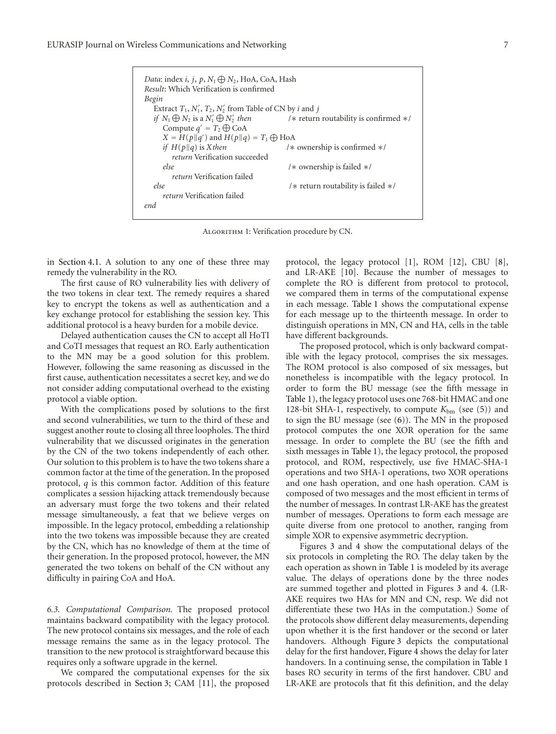```
Data: index i, j, p, N1 ⊕ N2, HoA, CoA, Hash
Result: Which Verification is confirmed
Begin
   Extract T1, N1', T2, N2' from Table of CN by i and j
   if N1 ⊕ N2 is a N1' ⊕ N2' then          /∗ return routability is confirmed ∗/
      Compute q' = T2 ⊕ CoA
      X = H(p‖q') and H(p‖q) = T1 ⊕ HoA
      if H(p‖q) is X then                  /∗ ownership is confirmed ∗/
         return Verification succeeded
      else                                 /∗ ownership is failed ∗/
         return Verification failed
   else                                    /∗ return routability is failed ∗/
      return Verification failed
end
```

Algorithm 1: Verification procedure by CN.

in Section 4.1. A solution to any one of these three may remedy the vulnerability in the RO.

The first cause of RO vulnerability lies with delivery of the two tokens in clear text. The remedy requires a shared key to encrypt the tokens as well as authentication and a key exchange protocol for establishing the session key. This additional protocol is a heavy burden for a mobile device.

Delayed authentication causes the CN to accept all HoTI and CoTI messages that request an RO. Early authentication to the MN may be a good solution for this problem. However, following the same reasoning as discussed in the first cause, authentication necessitates a secret key, and we do not consider adding computational overhead to the existing protocol a viable option.

With the complications posed by solutions to the first and second vulnerabilities, we turn to the third of these and suggest another route to closing all three loopholes. The third vulnerability that we discussed originates in the generation by the CN of the two tokens independently of each other. Our solution to this problem is to have the two tokens share a common factor at the time of the generation. In the proposed protocol, $q$ is this common factor. Addition of this feature complicates a session hijacking attack tremendously because an adversary must forge the two tokens and their related message simultaneously, a feat that we believe verges on impossible. In the legacy protocol, embedding a relationship into the two tokens was impossible because they are created by the CN, which has no knowledge of them at the time of their generation. In the proposed protocol, however, the MN generated the two tokens on behalf of the CN without any difficulty in pairing CoA and HoA.

*6.3. Computational Comparison.* The proposed protocol maintains backward compatibility with the legacy protocol. The new protocol contains six messages, and the role of each message remains the same as in the legacy protocol. The transition to the new protocol is straightforward because this requires only a software upgrade in the kernel.

We compared the computational expenses for the six protocols described in Section 3; CAM [11], the proposed protocol, the legacy protocol [1], ROM [12], CBU [8], and LR-AKE [10]. Because the number of messages to complete the RO is different from protocol to protocol, we compared them in terms of the computational expense in each message. Table 1 shows the computational expense for each message up to the thirteenth message. In order to distinguish operations in MN, CN and HA, cells in the table have different backgrounds.

The proposed protocol, which is only backward compatible with the legacy protocol, comprises the six messages. The ROM protocol is also composed of six messages, but nonetheless is incompatible with the legacy protocol. In order to form the BU message (see the fifth message in Table 1), the legacy protocol uses one 768-bit HMAC and one 128-bit SHA-1, respectively, to compute $K_{\text{bm}}$ (see (5)) and to sign the BU message (see (6)). The MN in the proposed protocol computes the one XOR operation for the same message. In order to complete the BU (see the fifth and sixth messages in Table 1), the legacy protocol, the proposed protocol, and ROM, respectively, use five HMAC-SHA-1 operations and two SHA-1 operations, two XOR operations and one hash operation, and one hash operation. CAM is composed of two messages and the most efficient in terms of the number of messages. In contrast LR-AKE has the greatest number of messages. Operations to form each message are quite diverse from one protocol to another, ranging from simple XOR to expensive asymmetric decryption.

Figures 3 and 4 show the computational delays of the six protocols in completing the RO. The delay taken by the each operation as shown in Table 1 is modeled by its average value. The delays of operations done by the three nodes are summed together and plotted in Figures 3 and 4. (LR-AKE requires two HAs for MN and CN, resp. We did not differentiate these two HAs in the computation.) Some of the protocols show different delay measurements, depending upon whether it is the first handover or the second or later handovers. Although Figure 3 depicts the computational delay for the first handover, Figure 4 shows the delay for later handovers. In a continuing sense, the compilation in Table 1 bases RO security in terms of the first handover. CBU and LR-AKE are protocols that fit this definition, and the delay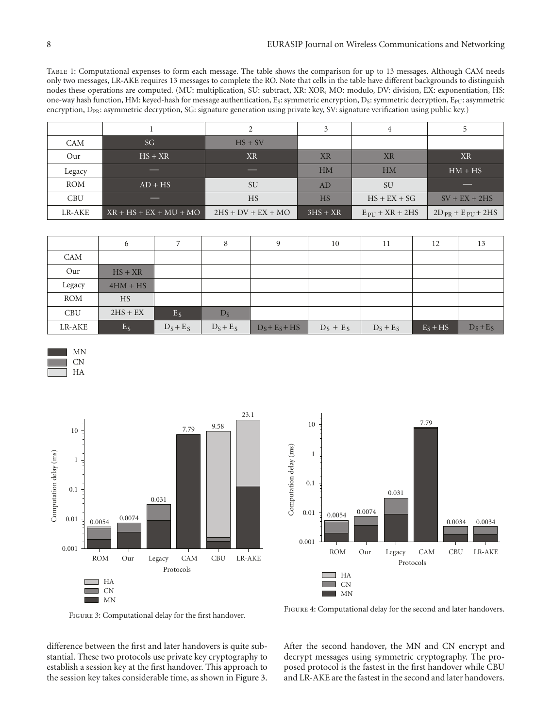Table 1: Computational expenses to form each message. The table shows the comparison for up to 13 messages. Although CAM needs only two messages, LR-AKE requires 13 messages to complete the RO. Note that cells in the table have different backgrounds to distinguish nodes these operations are computed. (MU: multiplication, SU: subtract, XR: XOR, MO: modulo, DV: division, EX: exponentiation, HS: one-way hash function, HM: keyed-hash for message authentication, $E_S$: symmetric encryption, $D_S$: symmetric decryption, $E_{PU}$: asymmetric encryption, $D_{PR}$: asymmetric decryption, SG: signature generation using private key, SV: signature verification using public key.)

| | 1 | 2 | 3 | 4 | 5 |
|---|---|---|---|---|---|
| CAM | SG | HS + SV | | | |
| Our | HS + XR | XR | XR | XR | XR |
| Legacy | — | — | HM | HM | HM + HS |
| ROM | AD + HS | SU | AD | SU | — |
| CBU | — | HS | HS | HS + EX + SG | SV + EX + 2HS |
| LR-AKE | XR + HS + EX + MU + MO | 2HS + DV + EX + MO | 3HS + XR | $E_{PU}$ + XR + 2HS | $2D_{PR}$ + $E_{PU}$ + 2HS |

| | 6 | 7 | 8 | 9 | 10 | 11 | 12 | 13 |
|---|---|---|---|---|---|---|---|---|
| CAM | | | | | | | | |
| Our | HS + XR | | | | | | | |
| Legacy | 4HM + HS | | | | | | | |
| ROM | HS | | | | | | | |
| CBU | 2HS + EX | $E_S$ | $D_S$ | | | | | |
| LR-AKE | $E_S$ | $D_S + E_S$ | $D_S + E_S$ | $D_S + E_S$ + HS | $D_S + E_S$ | $D_S + E_S$ | $E_S$ + HS | $D_S + E_S$ |

Legend: MN, CN, HA

Figure 3: Computational delay for the first handover.

Figure 4: Computational delay for the second and later handovers.

difference between the first and later handovers is quite substantial. These two protocols use private key cryptography to establish a session key at the first handover. This approach to the session key takes considerable time, as shown in Figure 3. After the second handover, the MN and CN encrypt and decrypt messages using symmetric cryptography. The proposed protocol is the fastest in the first handover while CBU and LR-AKE are the fastest in the second and later handovers.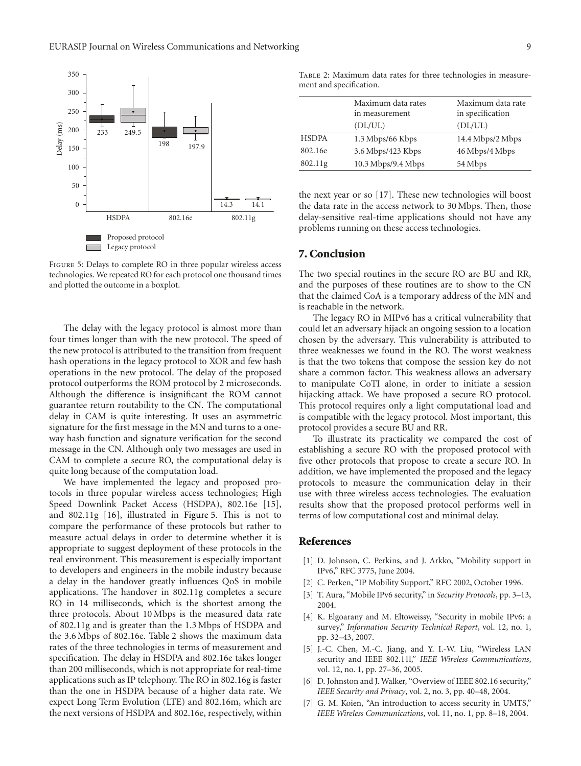Figure 5: Delays to complete RO in three popular wireless access technologies. We repeated RO for each protocol one thousand times and plotted the outcome in a boxplot.

The delay with the legacy protocol is almost more than four times longer than with the new protocol. The speed of the new protocol is attributed to the transition from frequent hash operations in the legacy protocol to XOR and few hash operations in the new protocol. The delay of the proposed protocol outperforms the ROM protocol by 2 microseconds. Although the difference is insignificant the ROM cannot guarantee return routability to the CN. The computational delay in CAM is quite interesting. It uses an asymmetric signature for the first message in the MN and turns to a one-way hash function and signature verification for the second message in the CN. Although only two messages are used in CAM to complete a secure RO, the computational delay is quite long because of the computation load.

We have implemented the legacy and proposed protocols in three popular wireless access technologies; High Speed Downlink Packet Access (HSDPA), 802.16e [15], and 802.11g [16], illustrated in Figure 5. This is not to compare the performance of these protocols but rather to measure actual delays in order to determine whether it is appropriate to suggest deployment of these protocols in the real environment. This measurement is especially important to developers and engineers in the mobile industry because a delay in the handover greatly influences QoS in mobile applications. The handover in 802.11g completes a secure RO in 14 milliseconds, which is the shortest among the three protocols. About 10 Mbps is the measured data rate of 802.11g and is greater than the 1.3 Mbps of HSDPA and the 3.6 Mbps of 802.16e. Table 2 shows the maximum data rates of the three technologies in terms of measurement and specification. The delay in HSDPA and 802.16e takes longer than 200 milliseconds, which is not appropriate for real-time applications such as IP telephony. The RO in 802.16g is faster than the one in HSDPA because of a higher data rate. We expect Long Term Evolution (LTE) and 802.16m, which are the next versions of HSDPA and 802.16e, respectively, within the next year or so [17]. These new technologies will boost the data rate in the access network to 30 Mbps. Then, those delay-sensitive real-time applications should not have any problems running on these access technologies.

Table 2: Maximum data rates for three technologies in measurement and specification.

| | Maximum data rates in measurement (DL/UL) | Maximum data rate in specification (DL/UL) |
|---|---|---|
| HSDPA | 1.3 Mbps/66 Kbps | 14.4 Mbps/2 Mbps |
| 802.16e | 3.6 Mbps/423 Kbps | 46 Mbps/4 Mbps |
| 802.11g | 10.3 Mbps/9.4 Mbps | 54 Mbps |

## 7. Conclusion

The two special routines in the secure RO are BU and RR, and the purposes of these routines are to show to the CN that the claimed CoA is a temporary address of the MN and is reachable in the network.

The legacy RO in MIPv6 has a critical vulnerability that could let an adversary hijack an ongoing session to a location chosen by the adversary. This vulnerability is attributed to three weaknesses we found in the RO. The worst weakness is that the two tokens that compose the session key do not share a common factor. This weakness allows an adversary to manipulate CoTI alone, in order to initiate a session hijacking attack. We have proposed a secure RO protocol. This protocol requires only a light computational load and is compatible with the legacy protocol. Most important, this protocol provides a secure BU and RR.

To illustrate its practicality we compared the cost of establishing a secure RO with the proposed protocol with five other protocols that propose to create a secure RO. In addition, we have implemented the proposed and the legacy protocols to measure the communication delay in their use with three wireless access technologies. The evaluation results show that the proposed protocol performs well in terms of low computational cost and minimal delay.

## References

[1] D. Johnson, C. Perkins, and J. Arkko, "Mobility support in IPv6," RFC 3775, June 2004.

[2] C. Perken, "IP Mobility Support," RFC 2002, October 1996.

[3] T. Aura, "Mobile IPv6 security," in *Security Protocols*, pp. 3–13, 2004.

[4] K. Elgoarany and M. Eltoweissy, "Security in mobile IPv6: a survey," *Information Security Technical Report*, vol. 12, no. 1, pp. 32–43, 2007.

[5] J.-C. Chen, M.-C. Jiang, and Y. I.-W. Liu, "Wireless LAN security and IEEE 802.11l," *IEEE Wireless Communications*, vol. 12, no. 1, pp. 27–36, 2005.

[6] D. Johnston and J. Walker, "Overview of IEEE 802.16 security," *IEEE Security and Privacy*, vol. 2, no. 3, pp. 40–48, 2004.

[7] G. M. Koien, "An introduction to access security in UMTS," *IEEE Wireless Communications*, vol. 11, no. 1, pp. 8–18, 2004.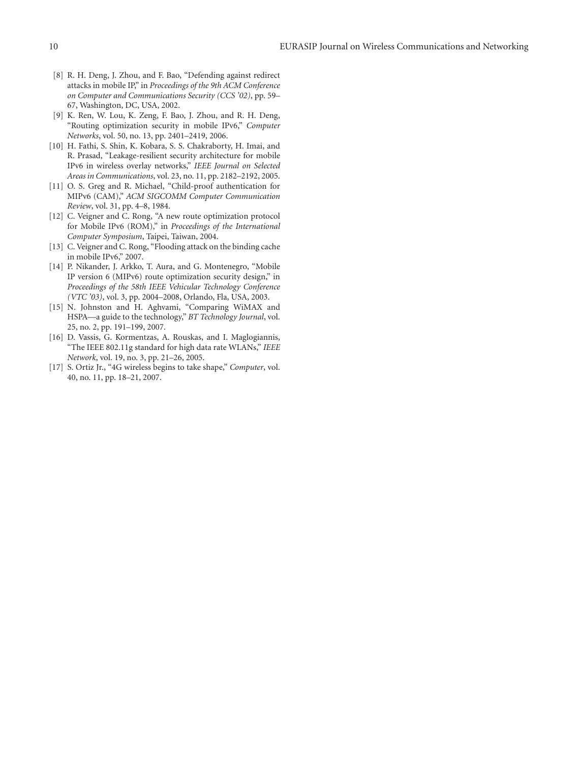[8] R. H. Deng, J. Zhou, and F. Bao, "Defending against redirect attacks in mobile IP," in *Proceedings of the 9th ACM Conference on Computer and Communications Security (CCS '02)*, pp. 59–67, Washington, DC, USA, 2002.

[9] K. Ren, W. Lou, K. Zeng, F. Bao, J. Zhou, and R. H. Deng, "Routing optimization security in mobile IPv6," *Computer Networks*, vol. 50, no. 13, pp. 2401–2419, 2006.

[10] H. Fathi, S. Shin, K. Kobara, S. S. Chakraborty, H. Imai, and R. Prasad, "Leakage-resilient security architecture for mobile IPv6 in wireless overlay networks," *IEEE Journal on Selected Areas in Communications*, vol. 23, no. 11, pp. 2182–2192, 2005.

[11] O. S. Greg and R. Michael, "Child-proof authentication for MIPv6 (CAM)," *ACM SIGCOMM Computer Communication Review*, vol. 31, pp. 4–8, 1984.

[12] C. Veigner and C. Rong, "A new route optimization protocol for Mobile IPv6 (ROM)," in *Proceedings of the International Computer Symposium*, Taipei, Taiwan, 2004.

[13] C. Veigner and C. Rong, "Flooding attack on the binding cache in mobile IPv6," 2007.

[14] P. Nikander, J. Arkko, T. Aura, and G. Montenegro, "Mobile IP version 6 (MIPv6) route optimization security design," in *Proceedings of the 58th IEEE Vehicular Technology Conference (VTC '03)*, vol. 3, pp. 2004–2008, Orlando, Fla, USA, 2003.

[15] N. Johnston and H. Aghvami, "Comparing WiMAX and HSPA—a guide to the technology," *BT Technology Journal*, vol. 25, no. 2, pp. 191–199, 2007.

[16] D. Vassis, G. Kormentzas, A. Rouskas, and I. Maglogiannis, "The IEEE 802.11g standard for high data rate WLANs," *IEEE Network*, vol. 19, no. 3, pp. 21–26, 2005.

[17] S. Ortiz Jr., "4G wireless begins to take shape," *Computer*, vol. 40, no. 11, pp. 18–21, 2007.